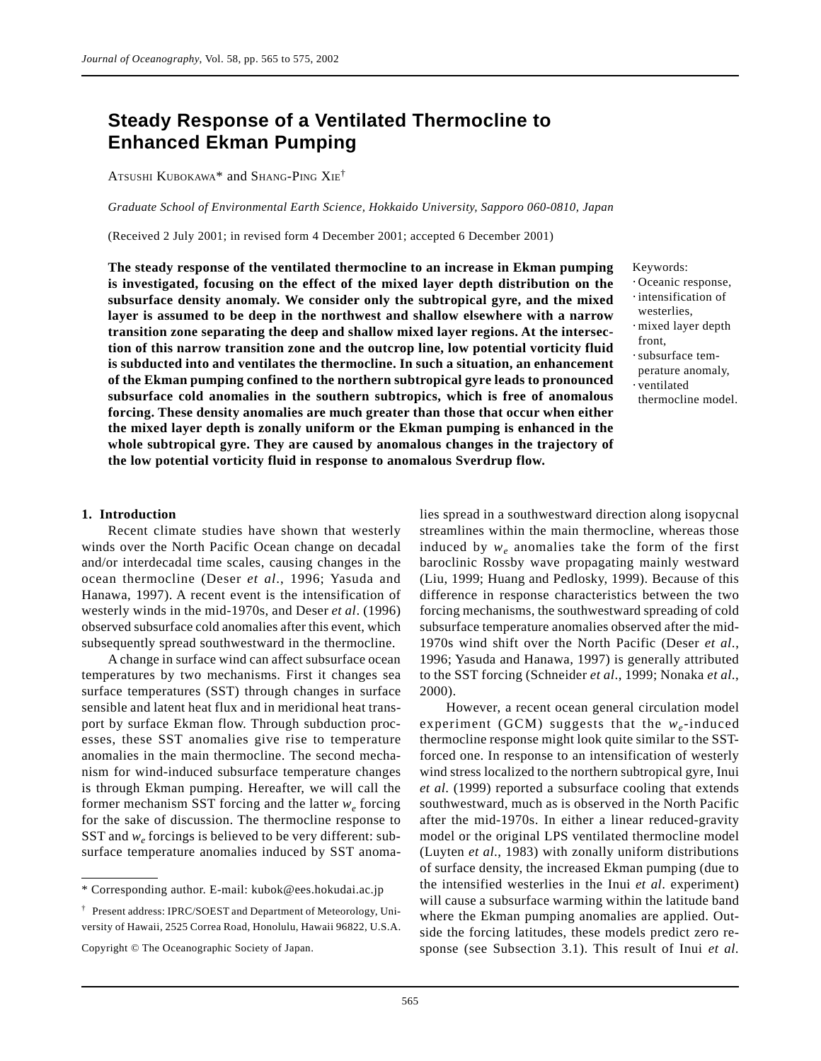# Steady Response of a Ventilated Thermocline to Enhanced Ekman Pumping

ATSUSHI KUBOKAWA* and SHANG-PING XIE†

*Graduate School of Environmental Earth Science, Hokkaido University, Sapporo 060-0810, Japan*

(Received 2 July 2001; in revised form 4 December 2001; accepted 6 December 2001)

**The steady response of the ventilated thermocline to an increase in Ekman pumping is investigated, focusing on the effect of the mixed layer depth distribution on the subsurface density anomaly. We consider only the subtropical gyre, and the mixed layer is assumed to be deep in the northwest and shallow elsewhere with a narrow transition zone separating the deep and shallow mixed layer regions. At the intersection of this narrow transition zone and the outcrop line, low potential vorticity fluid is subducted into and ventilates the thermocline. In such a situation, an enhancement of the Ekman pumping confined to the northern subtropical gyre leads to pronounced subsurface cold anomalies in the southern subtropics, which is free of anomalous forcing. These density anomalies are much greater than those that occur when either the mixed layer depth is zonally uniform or the Ekman pumping is enhanced in the whole subtropical gyre. They are caused by anomalous changes in the trajectory of the low potential vorticity fluid in response to anomalous Sverdrup flow.**

Keywords:
- Oceanic response,
- intensification of westerlies,
- mixed layer depth front,
- subsurface temperature anomaly,
- ventilated thermocline model.

## 1. Introduction

Recent climate studies have shown that westerly winds over the North Pacific Ocean change on decadal and/or interdecadal time scales, causing changes in the ocean thermocline (Deser *et al*., 1996; Yasuda and Hanawa, 1997). A recent event is the intensification of westerly winds in the mid-1970s, and Deser *et al*. (1996) observed subsurface cold anomalies after this event, which subsequently spread southwestward in the thermocline.

A change in surface wind can affect subsurface ocean temperatures by two mechanisms. First it changes sea surface temperatures (SST) through changes in surface sensible and latent heat flux and in meridional heat transport by surface Ekman flow. Through subduction processes, these SST anomalies give rise to temperature anomalies in the main thermocline. The second mechanism for wind-induced subsurface temperature changes is through Ekman pumping. Hereafter, we will call the former mechanism SST forcing and the latter $w_e$ forcing for the sake of discussion. The thermocline response to SST and $w_e$ forcings is believed to be very different: subsurface temperature anomalies induced by SST anomalies spread in a southwestward direction along isopycnal streamlines within the main thermocline, whereas those induced by $w_e$ anomalies take the form of the first baroclinic Rossby wave propagating mainly westward (Liu, 1999; Huang and Pedlosky, 1999). Because of this difference in response characteristics between the two forcing mechanisms, the southwestward spreading of cold subsurface temperature anomalies observed after the mid-1970s wind shift over the North Pacific (Deser *et al*., 1996; Yasuda and Hanawa, 1997) is generally attributed to the SST forcing (Schneider *et al*., 1999; Nonaka *et al*., 2000).

However, a recent ocean general circulation model experiment (GCM) suggests that the $w_e$-induced thermocline response might look quite similar to the SST-forced one. In response to an intensification of westerly wind stress localized to the northern subtropical gyre, Inui *et al*. (1999) reported a subsurface cooling that extends southwestward, much as is observed in the North Pacific after the mid-1970s. In either a linear reduced-gravity model or the original LPS ventilated thermocline model (Luyten *et al*., 1983) with zonally uniform distributions of surface density, the increased Ekman pumping (due to the intensified westerlies in the Inui *et al*. experiment) will cause a subsurface warming within the latitude band where the Ekman pumping anomalies are applied. Outside the forcing latitudes, these models predict zero response (see Subsection 3.1). This result of Inui *et al*.

* Corresponding author. E-mail: kubok@ees.hokudai.ac.jp

† Present address: IPRC/SOEST and Department of Meteorology, University of Hawaii, 2525 Correa Road, Honolulu, Hawaii 96822, U.S.A.

Copyright © The Oceanographic Society of Japan.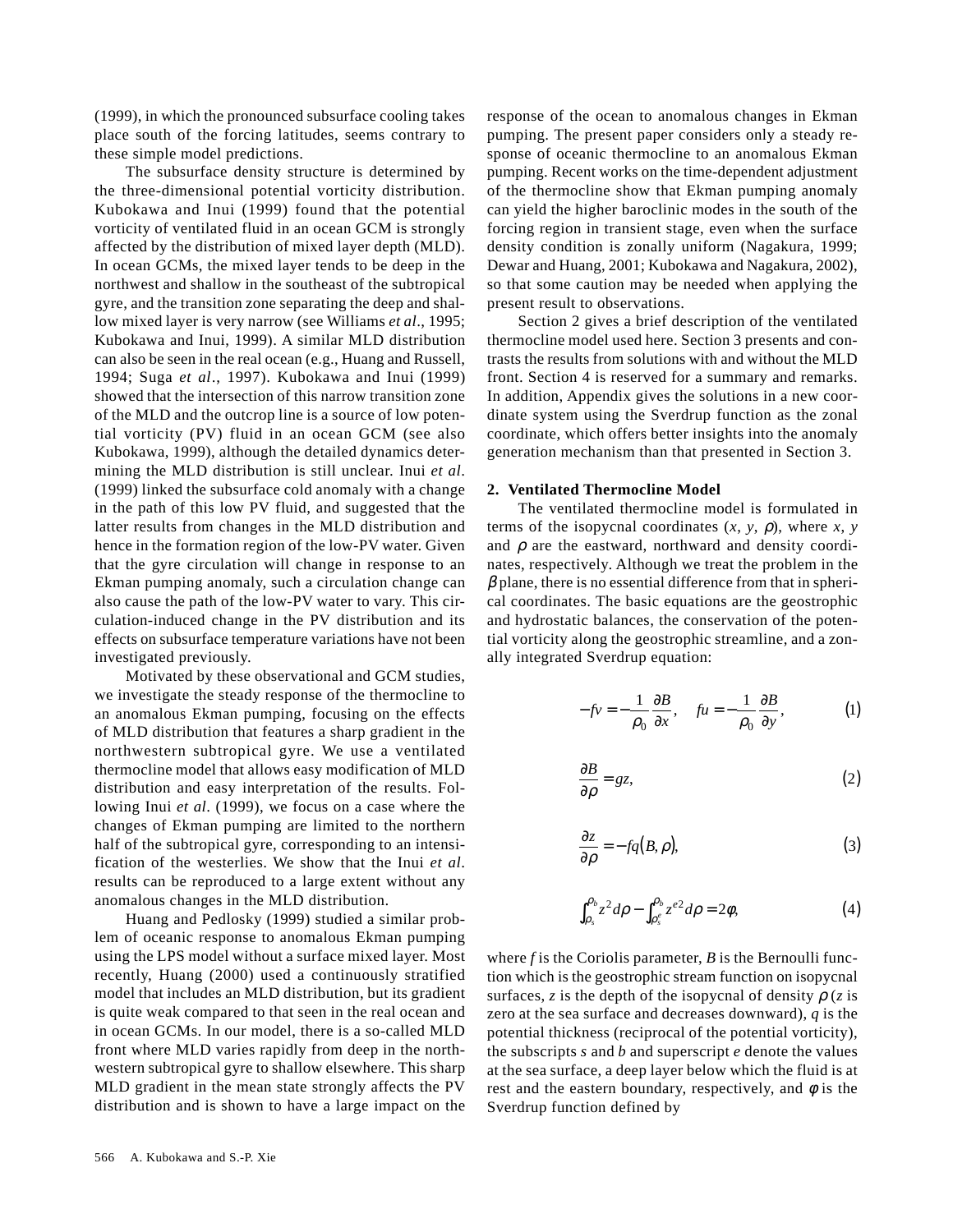(1999), in which the pronounced subsurface cooling takes place south of the forcing latitudes, seems contrary to these simple model predictions.

The subsurface density structure is determined by the three-dimensional potential vorticity distribution. Kubokawa and Inui (1999) found that the potential vorticity of ventilated fluid in an ocean GCM is strongly affected by the distribution of mixed layer depth (MLD). In ocean GCMs, the mixed layer tends to be deep in the northwest and shallow in the southeast of the subtropical gyre, and the transition zone separating the deep and shallow mixed layer is very narrow (see Williams *et al*., 1995; Kubokawa and Inui, 1999). A similar MLD distribution can also be seen in the real ocean (e.g., Huang and Russell, 1994; Suga *et al*., 1997). Kubokawa and Inui (1999) showed that the intersection of this narrow transition zone of the MLD and the outcrop line is a source of low potential vorticity (PV) fluid in an ocean GCM (see also Kubokawa, 1999), although the detailed dynamics determining the MLD distribution is still unclear. Inui *et al*. (1999) linked the subsurface cold anomaly with a change in the path of this low PV fluid, and suggested that the latter results from changes in the MLD distribution and hence in the formation region of the low-PV water. Given that the gyre circulation will change in response to an Ekman pumping anomaly, such a circulation change can also cause the path of the low-PV water to vary. This circulation-induced change in the PV distribution and its effects on subsurface temperature variations have not been investigated previously.

Motivated by these observational and GCM studies, we investigate the steady response of the thermocline to an anomalous Ekman pumping, focusing on the effects of MLD distribution that features a sharp gradient in the northwestern subtropical gyre. We use a ventilated thermocline model that allows easy modification of MLD distribution and easy interpretation of the results. Following Inui *et al*. (1999), we focus on a case where the changes of Ekman pumping are limited to the northern half of the subtropical gyre, corresponding to an intensification of the westerlies. We show that the Inui *et al*. results can be reproduced to a large extent without any anomalous changes in the MLD distribution.

Huang and Pedlosky (1999) studied a similar problem of oceanic response to anomalous Ekman pumping using the LPS model without a surface mixed layer. Most recently, Huang (2000) used a continuously stratified model that includes an MLD distribution, but its gradient is quite weak compared to that seen in the real ocean and in ocean GCMs. In our model, there is a so-called MLD front where MLD varies rapidly from deep in the northwestern subtropical gyre to shallow elsewhere. This sharp MLD gradient in the mean state strongly affects the PV distribution and is shown to have a large impact on the response of the ocean to anomalous changes in Ekman pumping. The present paper considers only a steady response of oceanic thermocline to an anomalous Ekman pumping. Recent works on the time-dependent adjustment of the thermocline show that Ekman pumping anomaly can yield the higher baroclinic modes in the south of the forcing region in transient stage, even when the surface density condition is zonally uniform (Nagakura, 1999; Dewar and Huang, 2001; Kubokawa and Nagakura, 2002), so that some caution may be needed when applying the present result to observations.

Section 2 gives a brief description of the ventilated thermocline model used here. Section 3 presents and contrasts the results from solutions with and without the MLD front. Section 4 is reserved for a summary and remarks. In addition, Appendix gives the solutions in a new coordinate system using the Sverdrup function as the zonal coordinate, which offers better insights into the anomaly generation mechanism than that presented in Section 3.

## 2. Ventilated Thermocline Model

The ventilated thermocline model is formulated in terms of the isopycnal coordinates ($x$, $y$, $\rho$), where $x$, $y$ and $\rho$ are the eastward, northward and density coordinates, respectively. Although we treat the problem in the $\beta$ plane, there is no essential difference from that in spherical coordinates. The basic equations are the geostrophic and hydrostatic balances, the conservation of the potential vorticity along the geostrophic streamline, and a zonally integrated Sverdrup equation:

$$-fv = -\frac{1}{\rho_0}\frac{\partial B}{\partial x}, \quad fu = -\frac{1}{\rho_0}\frac{\partial B}{\partial y}, \tag{1}$$

$$\frac{\partial B}{\partial \rho} = gz, \tag{2}$$

$$\frac{\partial z}{\partial \rho} = -fq(B, \rho), \tag{3}$$

$$\int_{\rho_s}^{\rho_b} z^2 d\rho - \int_{\rho_s^e}^{\rho_b} z^{e2} d\rho = 2\phi, \tag{4}$$

where $f$ is the Coriolis parameter, $B$ is the Bernoulli function which is the geostrophic stream function on isopycnal surfaces, $z$ is the depth of the isopycnal of density $\rho$ ($z$ is zero at the sea surface and decreases downward), $q$ is the potential thickness (reciprocal of the potential vorticity), the subscripts $s$ and $b$ and superscript $e$ denote the values at the sea surface, a deep layer below which the fluid is at rest and the eastern boundary, respectively, and $\phi$ is the Sverdrup function defined by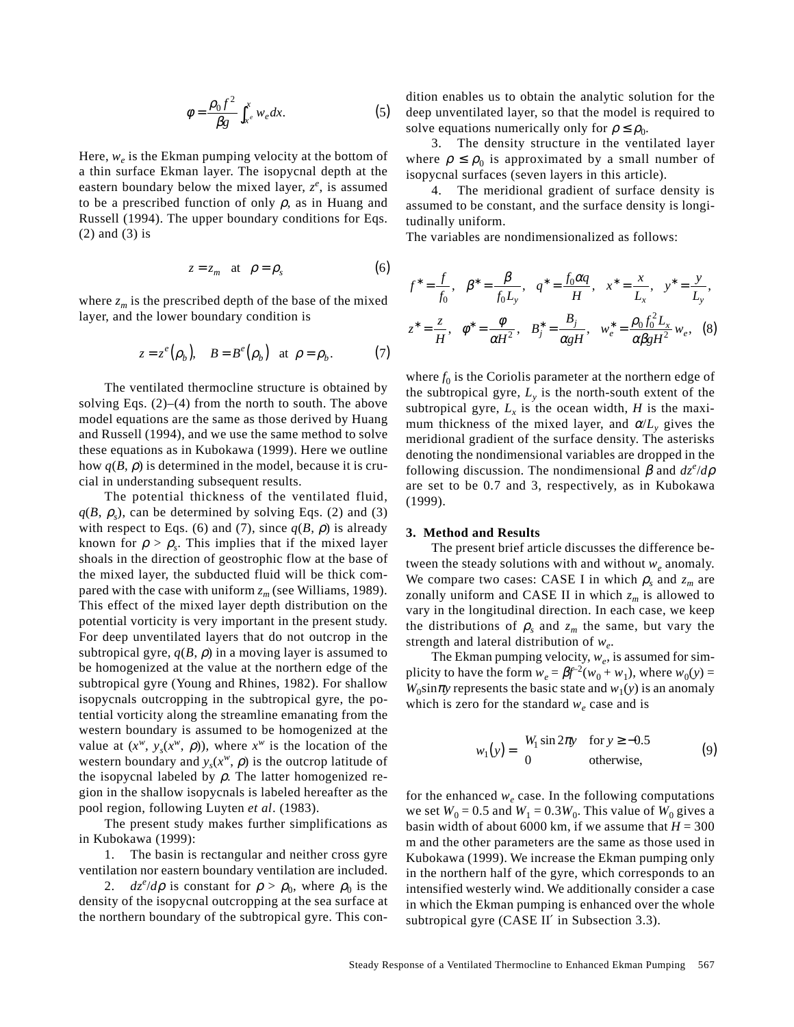$$\phi = \frac{\rho_0 f^2}{\beta g} \int_{x^e}^{x} w_e dx. \tag{5}$$

Here, $w_e$ is the Ekman pumping velocity at the bottom of a thin surface Ekman layer. The isopycnal depth at the eastern boundary below the mixed layer, $z^e$, is assumed to be a prescribed function of only $\rho$, as in Huang and Russell (1994). The upper boundary conditions for Eqs. (2) and (3) is

$$z = z_m \quad \text{at} \quad \rho = \rho_s \tag{6}$$

where $z_m$ is the prescribed depth of the base of the mixed layer, and the lower boundary condition is

$$z = z^e(\rho_b), \quad B = B^e(\rho_b) \quad \text{at} \quad \rho = \rho_b. \tag{7}$$

The ventilated thermocline structure is obtained by solving Eqs. (2)–(4) from the north to south. The above model equations are the same as those derived by Huang and Russell (1994), and we use the same method to solve these equations as in Kubokawa (1999). Here we outline how $q(B, \rho)$ is determined in the model, because it is crucial in understanding subsequent results.

The potential thickness of the ventilated fluid, $q(B, \rho_s)$, can be determined by solving Eqs. (2) and (3) with respect to Eqs. (6) and (7), since $q(B, \rho)$ is already known for $\rho > \rho_s$. This implies that if the mixed layer shoals in the direction of geostrophic flow at the base of the mixed layer, the subducted fluid will be thick compared with the case with uniform $z_m$ (see Williams, 1989). This effect of the mixed layer depth distribution on the potential vorticity is very important in the present study. For deep unventilated layers that do not outcrop in the subtropical gyre, $q(B, \rho)$ in a moving layer is assumed to be homogenized at the value at the northern edge of the subtropical gyre (Young and Rhines, 1982). For shallow isopycnals outcropping in the subtropical gyre, the potential vorticity along the streamline emanating from the western boundary is assumed to be homogenized at the value at $(x^w, y_s(x^w, \rho))$, where $x^w$ is the location of the western boundary and $y_s(x^w, \rho)$ is the outcrop latitude of the isopycnal labeled by $\rho$. The latter homogenized region in the shallow isopycnals is labeled hereafter as the pool region, following Luyten *et al*. (1983).

The present study makes further simplifications as in Kubokawa (1999):

1. The basin is rectangular and neither cross gyre ventilation nor eastern boundary ventilation are included.
2. $dz^e/d\rho$ is constant for $\rho > \rho_0$, where $\rho_0$ is the density of the isopycnal outcropping at the sea surface at the northern boundary of the subtropical gyre. This condition enables us to obtain the analytic solution for the deep unventilated layer, so that the model is required to solve equations numerically only for $\rho \le \rho_0$.
3. The density structure in the ventilated layer where $\rho \le \rho_0$ is approximated by a small number of isopycnal surfaces (seven layers in this article).
4. The meridional gradient of surface density is assumed to be constant, and the surface density is longitudinally uniform.

The variables are nondimensionalized as follows:

$$f^* = \frac{f}{f_0}, \quad \beta^* = \frac{\beta}{f_0 L_y}, \quad q^* = \frac{f_0 \alpha q}{H}, \quad x^* = \frac{x}{L_x}, \quad y^* = \frac{y}{L_y},$$
$$z^* = \frac{z}{H}, \quad \phi^* = \frac{\phi}{\alpha H^2}, \quad B_j^* = \frac{B_j}{\alpha g H}, \quad w_e^* = \frac{\rho_0 f_0^2 L_x}{\alpha \beta g H^2} w_e, \tag{8}$$

where $f_0$ is the Coriolis parameter at the northern edge of the subtropical gyre, $L_y$ is the north-south extent of the subtropical gyre, $L_x$ is the ocean width, $H$ is the maximum thickness of the mixed layer, and $\alpha/L_y$ gives the meridional gradient of the surface density. The asterisks denoting the nondimensional variables are dropped in the following discussion. The nondimensional $\beta$ and $dz^e/d\rho$ are set to be 0.7 and 3, respectively, as in Kubokawa (1999).

## 3. Method and Results

The present brief article discusses the difference between the steady solutions with and without $w_e$ anomaly. We compare two cases: CASE I in which $\rho_s$ and $z_m$ are zonally uniform and CASE II in which $z_m$ is allowed to vary in the longitudinal direction. In each case, we keep the distributions of $\rho_s$ and $z_m$ the same, but vary the strength and lateral distribution of $w_e$.

The Ekman pumping velocity, $w_e$, is assumed for simplicity to have the form $w_e = \beta f^{-2}(w_0 + w_1)$, where $w_0(y) = W_0 \sin \pi y$ represents the basic state and $w_1(y)$ is an anomaly which is zero for the standard $w_e$ case and is

$$w_1(y) = \begin{cases} W_1 \sin 2\pi y & \text{for } y \ge -0.5 \\ 0 & \text{otherwise,} \end{cases} \tag{9}$$

for the enhanced $w_e$ case. In the following computations we set $W_0 = 0.5$ and $W_1 = 0.3W_0$. This value of $W_0$ gives a basin width of about 6000 km, if we assume that $H = 300$ m and the other parameters are the same as those used in Kubokawa (1999). We increase the Ekman pumping only in the northern half of the gyre, which corresponds to an intensified westerly wind. We additionally consider a case in which the Ekman pumping is enhanced over the whole subtropical gyre (CASE II′ in Subsection 3.3).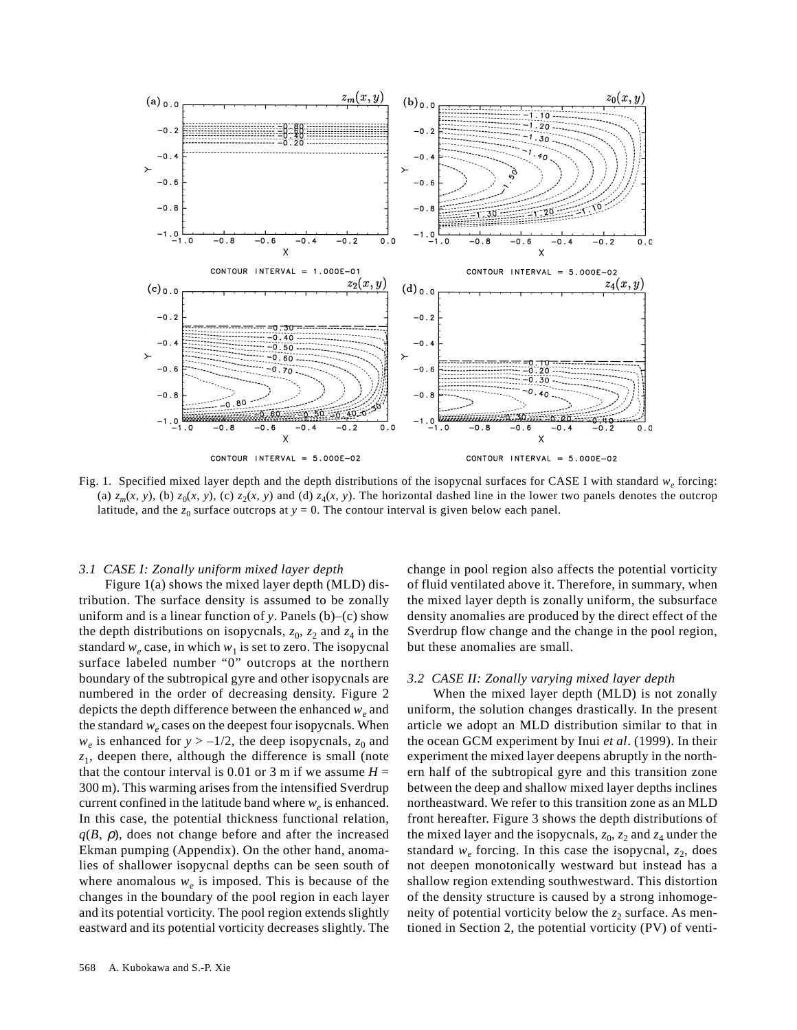Fig. 1. Specified mixed layer depth and the depth distributions of the isopycnal surfaces for CASE I with standard $w_e$ forcing: (a) $z_m(x, y)$, (b) $z_0(x, y)$, (c) $z_2(x, y)$ and (d) $z_4(x, y)$. The horizontal dashed line in the lower two panels denotes the outcrop latitude, and the $z_0$ surface outcrops at $y = 0$. The contour interval is given below each panel.

### 3.1 CASE I: Zonally uniform mixed layer depth

Figure 1(a) shows the mixed layer depth (MLD) distribution. The surface density is assumed to be zonally uniform and is a linear function of $y$. Panels (b)–(c) show the depth distributions on isopycnals, $z_0$, $z_2$ and $z_4$ in the standard $w_e$ case, in which $w_1$ is set to zero. The isopycnal surface labeled number "0" outcrops at the northern boundary of the subtropical gyre and other isopycnals are numbered in the order of decreasing density. Figure 2 depicts the depth difference between the enhanced $w_e$ and the standard $w_e$ cases on the deepest four isopycnals. When $w_e$ is enhanced for $y > -1/2$, the deep isopycnals, $z_0$ and $z_1$, deepen there, although the difference is small (note that the contour interval is 0.01 or 3 m if we assume $H =$ 300 m). This warming arises from the intensified Sverdrup current confined in the latitude band where $w_e$ is enhanced. In this case, the potential thickness functional relation, $q(B, \rho)$, does not change before and after the increased Ekman pumping (Appendix). On the other hand, anomalies of shallower isopycnal depths can be seen south of where anomalous $w_e$ is imposed. This is because of the changes in the boundary of the pool region in each layer and its potential vorticity. The pool region extends slightly eastward and its potential vorticity decreases slightly. The change in pool region also affects the potential vorticity of fluid ventilated above it. Therefore, in summary, when the mixed layer depth is zonally uniform, the subsurface density anomalies are produced by the direct effect of the Sverdrup flow change and the change in the pool region, but these anomalies are small.

### 3.2 CASE II: Zonally varying mixed layer depth

When the mixed layer depth (MLD) is not zonally uniform, the solution changes drastically. In the present article we adopt an MLD distribution similar to that in the ocean GCM experiment by Inui *et al*. (1999). In their experiment the mixed layer deepens abruptly in the northern half of the subtropical gyre and this transition zone between the deep and shallow mixed layer depths inclines northeastward. We refer to this transition zone as an MLD front hereafter. Figure 3 shows the depth distributions of the mixed layer and the isopycnals, $z_0$, $z_2$ and $z_4$ under the standard $w_e$ forcing. In this case the isopycnal, $z_2$, does not deepen monotonically westward but instead has a shallow region extending southwestward. This distortion of the density structure is caused by a strong inhomogeneity of potential vorticity below the $z_2$ surface. As mentioned in Section 2, the potential vorticity (PV) of venti-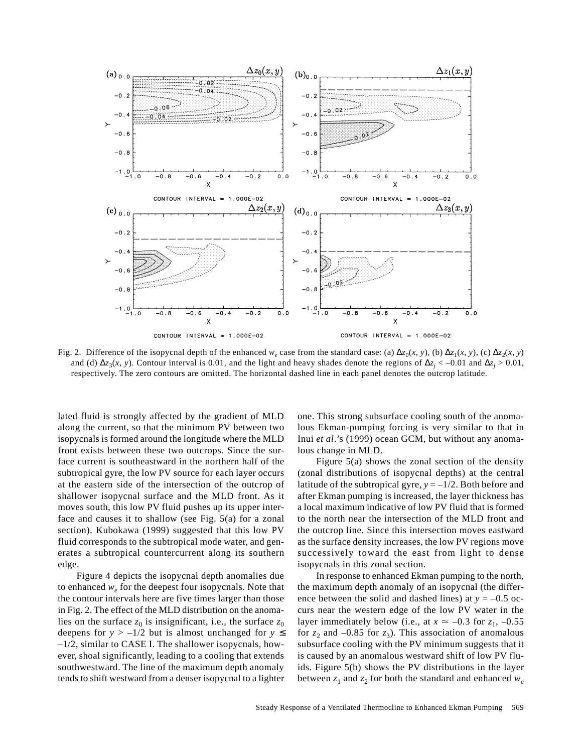Fig. 2. Difference of the isopycnal depth of the enhanced $w_e$ case from the standard case: (a) $\Delta z_0(x, y)$, (b) $\Delta z_1(x, y)$, (c) $\Delta z_2(x, y)$ and (d) $\Delta z_3(x, y)$. Contour interval is 0.01, and the light and heavy shades denote the regions of $\Delta z_j < -0.01$ and $\Delta z_j > 0.01$, respectively. The zero contours are omitted. The horizontal dashed line in each panel denotes the outcrop latitude.

lated fluid is strongly affected by the gradient of MLD along the current, so that the minimum PV between two isopycnals is formed around the longitude where the MLD front exists between these two outcrops. Since the surface current is southeastward in the northern half of the subtropical gyre, the low PV source for each layer occurs at the eastern side of the intersection of the outcrop of shallower isopycnal surface and the MLD front. As it moves south, this low PV fluid pushes up its upper interface and causes it to shallow (see Fig. 5(a) for a zonal section). Kubokawa (1999) suggested that this low PV fluid corresponds to the subtropical mode water, and generates a subtropical countercurrent along its southern edge.

Figure 4 depicts the isopycnal depth anomalies due to enhanced $w_e$ for the deepest four isopycnals. Note that the contour intervals here are five times larger than those in Fig. 2. The effect of the MLD distribution on the anomalies on the surface $z_0$ is insignificant, i.e., the surface $z_0$ deepens for $y > -1/2$ but is almost unchanged for $y \leq -1/2$, similar to CASE I. The shallower isopycnals, however, shoal significantly, leading to a cooling that extends southwestward. The line of the maximum depth anomaly tends to shift westward from a denser isopycnal to a lighter one. This strong subsurface cooling south of the anomalous Ekman-pumping forcing is very similar to that in Inui *et al*.'s (1999) ocean GCM, but without any anomalous change in MLD.

Figure 5(a) shows the zonal section of the density (zonal distributions of isopycnal depths) at the central latitude of the subtropical gyre, $y = -1/2$. Both before and after Ekman pumping is increased, the layer thickness has a local maximum indicative of low PV fluid that is formed to the north near the intersection of the MLD front and the outcrop line. Since this intersection moves eastward as the surface density increases, the low PV regions move successively toward the east from light to dense isopycnals in this zonal section.

In response to enhanced Ekman pumping to the north, the maximum depth anomaly of an isopycnal (the difference between the solid and dashed lines) at $y = -0.5$ occurs near the western edge of the low PV water in the layer immediately below (i.e., at $x \simeq -0.3$ for $z_1$, $-0.55$ for $z_2$ and $-0.85$ for $z_3$). This association of anomalous subsurface cooling with the PV minimum suggests that it is caused by an anomalous westward shift of low PV fluids. Figure 5(b) shows the PV distributions in the layer between $z_1$ and $z_2$ for both the standard and enhanced $w_e$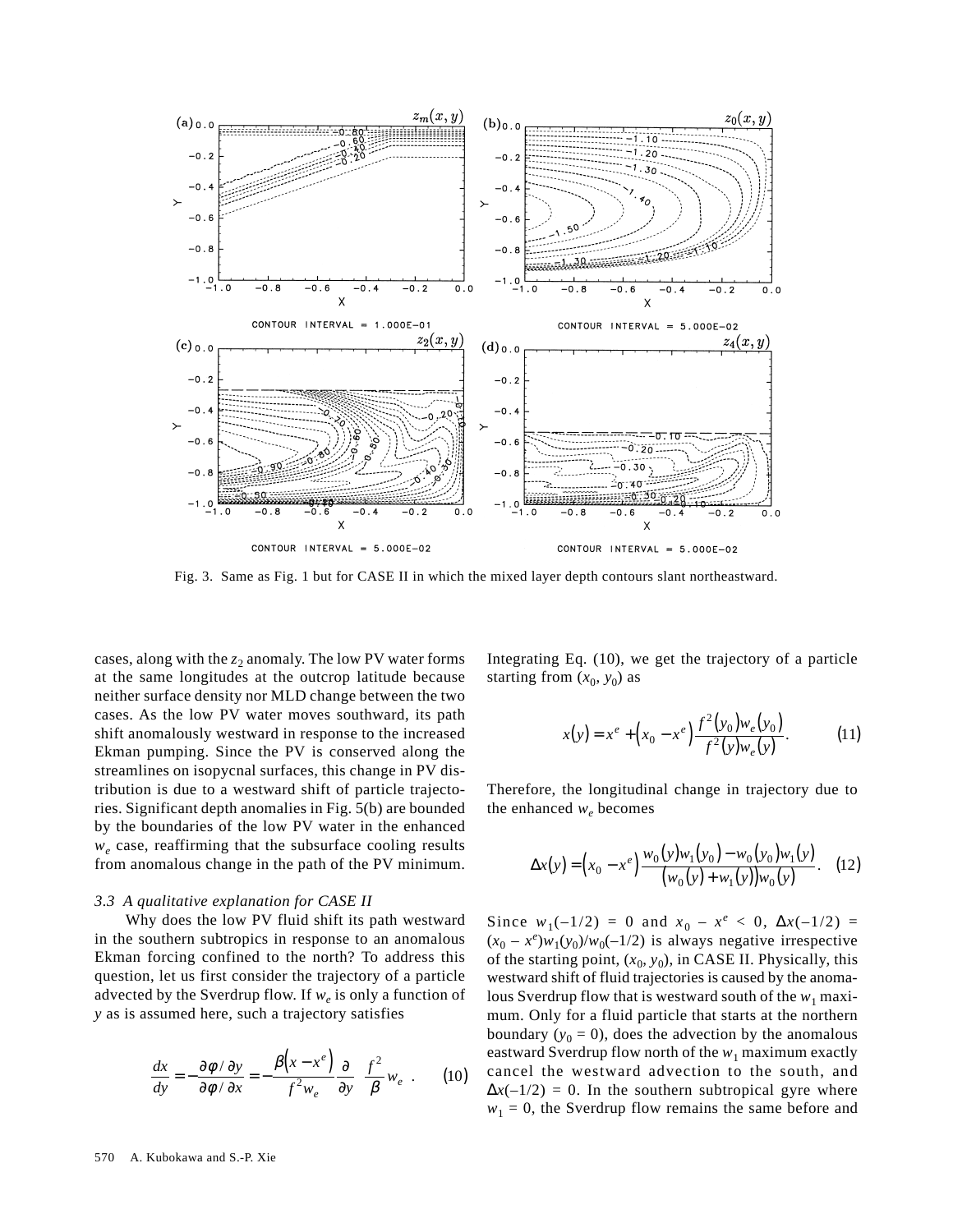Fig. 3. Same as Fig. 1 but for CASE II in which the mixed layer depth contours slant northeastward.

cases, along with the $z_2$ anomaly. The low PV water forms at the same longitudes at the outcrop latitude because neither surface density nor MLD change between the two cases. As the low PV water moves southward, its path shift anomalously westward in response to the increased Ekman pumping. Since the PV is conserved along the streamlines on isopycnal surfaces, this change in PV distribution is due to a westward shift of particle trajectories. Significant depth anomalies in Fig. 5(b) are bounded by the boundaries of the low PV water in the enhanced $w_e$ case, reaffirming that the subsurface cooling results from anomalous change in the path of the PV minimum.

### 3.3 A qualitative explanation for CASE II

Why does the low PV fluid shift its path westward in the southern subtropics in response to an anomalous Ekman forcing confined to the north? To address this question, let us first consider the trajectory of a particle advected by the Sverdrup flow. If $w_e$ is only a function of $y$ as is assumed here, such a trajectory satisfies

$$\frac{dx}{dy} = -\frac{\partial\phi/\partial y}{\partial\phi/\partial x} = -\frac{\beta\left(x - x^e\right)}{f^2 w_e}\frac{\partial}{\partial y}\left(\frac{f^2}{\beta}w_e\right). \tag{10}$$

Integrating Eq. (10), we get the trajectory of a particle starting from $(x_0, y_0)$ as

$$x(y) = x^e + \left(x_0 - x^e\right)\frac{f^2(y_0)w_e(y_0)}{f^2(y)w_e(y)}. \tag{11}$$

Therefore, the longitudinal change in trajectory due to the enhanced $w_e$ becomes

$$\Delta x(y) = \left(x_0 - x^e\right)\frac{w_0(y)w_1(y_0) - w_0(y_0)w_1(y)}{\left(w_0(y) + w_1(y)\right)w_0(y)}. \tag{12}$$

Since $w_1(-1/2) = 0$ and $x_0 - x^e < 0$, $\Delta x(-1/2) = (x_0 - x^e)w_1(y_0)/w_0(-1/2)$ is always negative irrespective of the starting point, $(x_0, y_0)$, in CASE II. Physically, this westward shift of fluid trajectories is caused by the anomalous Sverdrup flow that is westward south of the $w_1$ maximum. Only for a fluid particle that starts at the northern boundary ($y_0 = 0$), does the advection by the anomalous eastward Sverdrup flow north of the $w_1$ maximum exactly cancel the westward advection to the south, and $\Delta x(-1/2) = 0$. In the southern subtropical gyre where $w_1 = 0$, the Sverdrup flow remains the same before and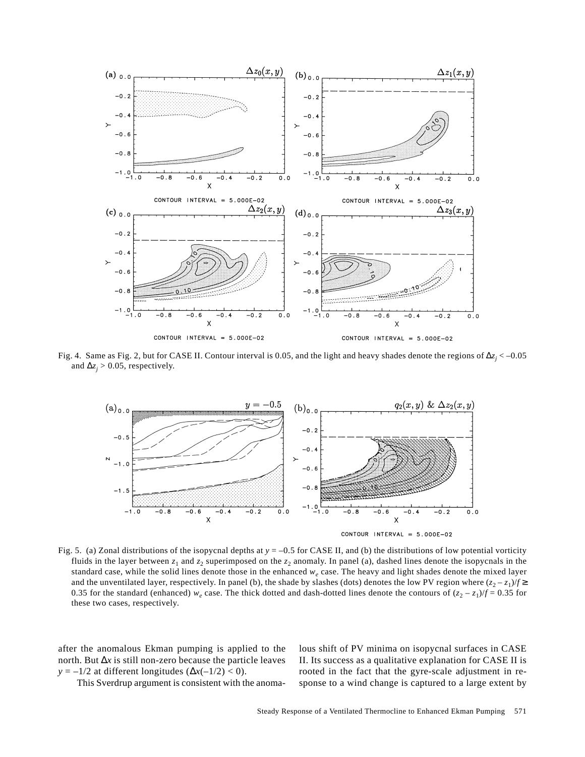Fig. 4. Same as Fig. 2, but for CASE II. Contour interval is 0.05, and the light and heavy shades denote the regions of $\Delta z_j < -0.05$ and $\Delta z_j > 0.05$, respectively.

Fig. 5. (a) Zonal distributions of the isopycnal depths at $y = -0.5$ for CASE II, and (b) the distributions of low potential vorticity fluids in the layer between $z_1$ and $z_2$ superimposed on the $z_2$ anomaly. In panel (a), dashed lines denote the isopycnals in the standard case, while the solid lines denote those in the enhanced $w_e$ case. The heavy and light shades denote the mixed layer and the unventilated layer, respectively. In panel (b), the shade by slashes (dots) denotes the low PV region where $(z_2 - z_1)/f \geq 0.35$ for the standard (enhanced) $w_e$ case. The thick dotted and dash-dotted lines denote the contours of $(z_2 - z_1)/f = 0.35$ for these two cases, respectively.

after the anomalous Ekman pumping is applied to the north. But $\Delta x$ is still non-zero because the particle leaves $y = -1/2$ at different longitudes ($\Delta x(-1/2) < 0$).

This Sverdrup argument is consistent with the anomalous shift of PV minima on isopycnal surfaces in CASE II. Its success as a qualitative explanation for CASE II is rooted in the fact that the gyre-scale adjustment in response to a wind change is captured to a large extent by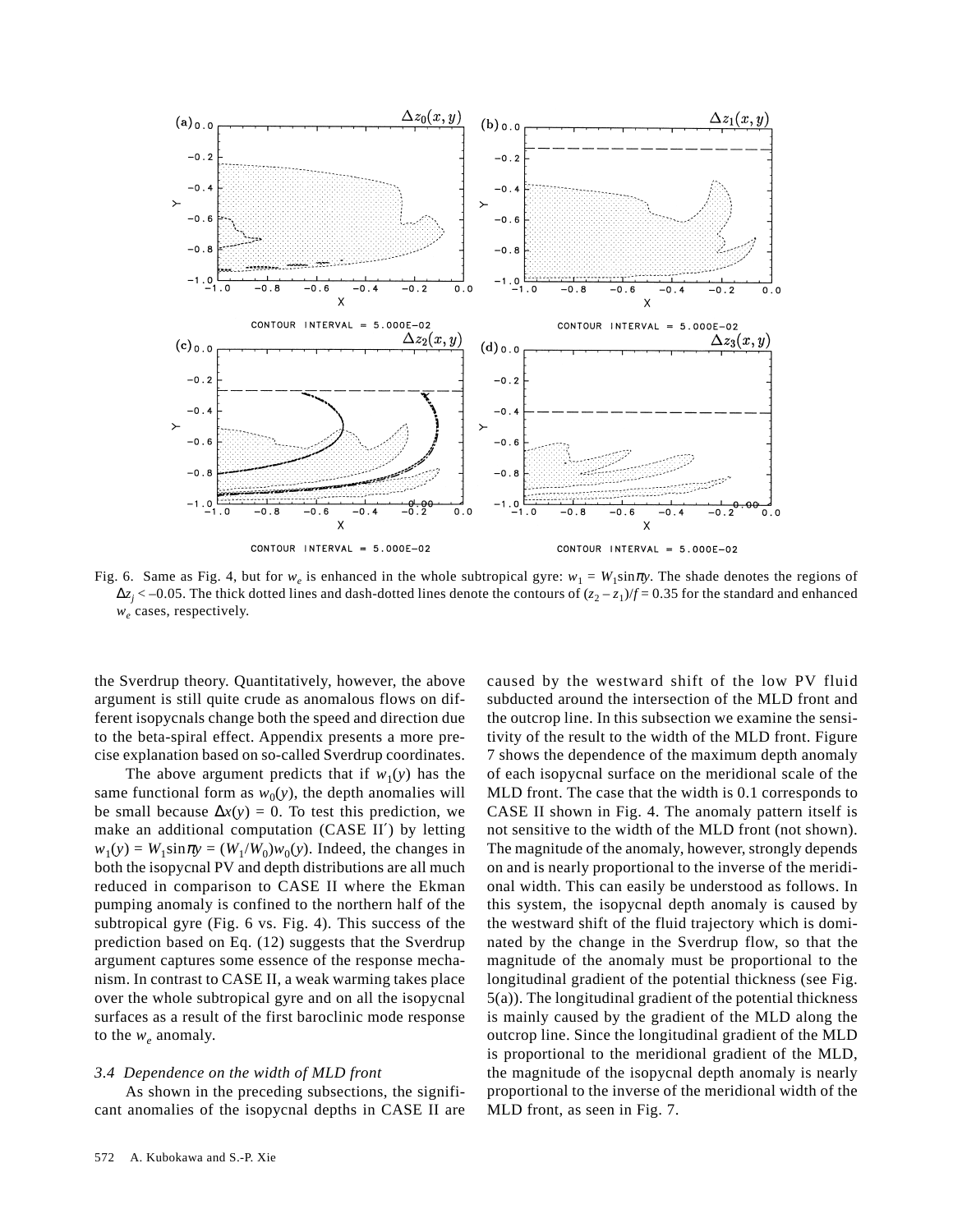Fig. 6. Same as Fig. 4, but for $w_e$ is enhanced in the whole subtropical gyre: $w_1 = W_1\sin\pi y$. The shade denotes the regions of $\Delta z_j < -0.05$. The thick dotted lines and dash-dotted lines denote the contours of $(z_2 - z_1)/f = 0.35$ for the standard and enhanced $w_e$ cases, respectively.

the Sverdrup theory. Quantitatively, however, the above argument is still quite crude as anomalous flows on different isopycnals change both the speed and direction due to the beta-spiral effect. Appendix presents a more precise explanation based on so-called Sverdrup coordinates.

The above argument predicts that if $w_1(y)$ has the same functional form as $w_0(y)$, the depth anomalies will be small because $\Delta x(y) = 0$. To test this prediction, we make an additional computation (CASE II′) by letting $w_1(y) = W_1\sin\pi y = (W_1/W_0)w_0(y)$. Indeed, the changes in both the isopycnal PV and depth distributions are all much reduced in comparison to CASE II where the Ekman pumping anomaly is confined to the northern half of the subtropical gyre (Fig. 6 vs. Fig. 4). This success of the prediction based on Eq. (12) suggests that the Sverdrup argument captures some essence of the response mechanism. In contrast to CASE II, a weak warming takes place over the whole subtropical gyre and on all the isopycnal surfaces as a result of the first baroclinic mode response to the $w_e$ anomaly.

### *3.4 Dependence on the width of MLD front*

As shown in the preceding subsections, the significant anomalies of the isopycnal depths in CASE II are caused by the westward shift of the low PV fluid subducted around the intersection of the MLD front and the outcrop line. In this subsection we examine the sensitivity of the result to the width of the MLD front. Figure 7 shows the dependence of the maximum depth anomaly of each isopycnal surface on the meridional scale of the MLD front. The case that the width is 0.1 corresponds to CASE II shown in Fig. 4. The anomaly pattern itself is not sensitive to the width of the MLD front (not shown). The magnitude of the anomaly, however, strongly depends on and is nearly proportional to the inverse of the meridional width. This can easily be understood as follows. In this system, the isopycnal depth anomaly is caused by the westward shift of the fluid trajectory which is dominated by the change in the Sverdrup flow, so that the magnitude of the anomaly must be proportional to the longitudinal gradient of the potential thickness (see Fig. 5(a)). The longitudinal gradient of the potential thickness is mainly caused by the gradient of the MLD along the outcrop line. Since the longitudinal gradient of the MLD is proportional to the meridional gradient of the MLD, the magnitude of the isopycnal depth anomaly is nearly proportional to the inverse of the meridional width of the MLD front, as seen in Fig. 7.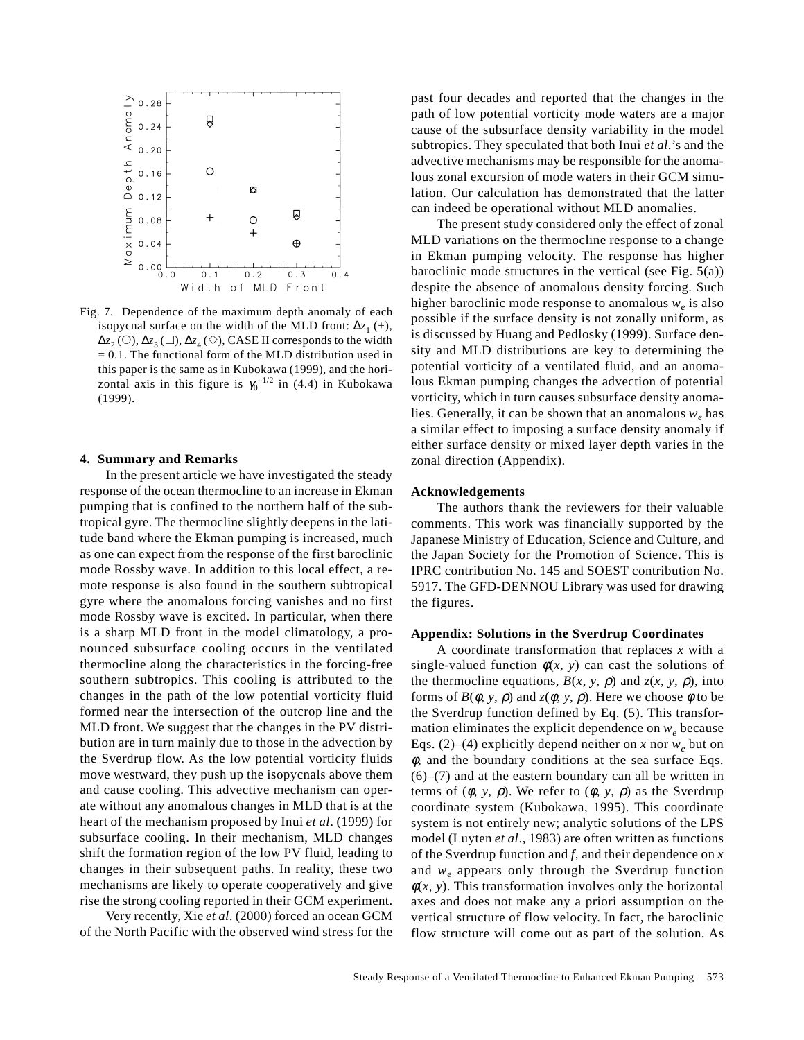Fig. 7. Dependence of the maximum depth anomaly of each isopycnal surface on the width of the MLD front: $\Delta z_1$ (+), $\Delta z_2$ (○), $\Delta z_3$ (□), $\Delta z_4$ (◇), CASE II corresponds to the width = 0.1. The functional form of the MLD distribution used in this paper is the same as in Kubokawa (1999), and the horizontal axis in this figure is $\gamma_0^{-1/2}$ in (4.4) in Kubokawa (1999).

## 4. Summary and Remarks

In the present article we have investigated the steady response of the ocean thermocline to an increase in Ekman pumping that is confined to the northern half of the subtropical gyre. The thermocline slightly deepens in the latitude band where the Ekman pumping is increased, much as one can expect from the response of the first baroclinic mode Rossby wave. In addition to this local effect, a remote response is also found in the southern subtropical gyre where the anomalous forcing vanishes and no first mode Rossby wave is excited. In particular, when there is a sharp MLD front in the model climatology, a pronounced subsurface cooling occurs in the ventilated thermocline along the characteristics in the forcing-free southern subtropics. This cooling is attributed to the changes in the path of the low potential vorticity fluid formed near the intersection of the outcrop line and the MLD front. We suggest that the changes in the PV distribution are in turn mainly due to those in the advection by the Sverdrup flow. As the low potential vorticity fluids move westward, they push up the isopycnals above them and cause cooling. This advective mechanism can operate without any anomalous changes in MLD that is at the heart of the mechanism proposed by Inui *et al*. (1999) for subsurface cooling. In their mechanism, MLD changes shift the formation region of the low PV fluid, leading to changes in their subsequent paths. In reality, these two mechanisms are likely to operate cooperatively and give rise the strong cooling reported in their GCM experiment.

Very recently, Xie *et al*. (2000) forced an ocean GCM of the North Pacific with the observed wind stress for the past four decades and reported that the changes in the path of low potential vorticity mode waters are a major cause of the subsurface density variability in the model subtropics. They speculated that both Inui *et al*.'s and the advective mechanisms may be responsible for the anomalous zonal excursion of mode waters in their GCM simulation. Our calculation has demonstrated that the latter can indeed be operational without MLD anomalies.

The present study considered only the effect of zonal MLD variations on the thermocline response to a change in Ekman pumping velocity. The response has higher baroclinic mode structures in the vertical (see Fig. 5(a)) despite the absence of anomalous density forcing. Such higher baroclinic mode response to anomalous $w_e$ is also possible if the surface density is not zonally uniform, as is discussed by Huang and Pedlosky (1999). Surface density and MLD distributions are key to determining the potential vorticity of a ventilated fluid, and an anomalous Ekman pumping changes the advection of potential vorticity, which in turn causes subsurface density anomalies. Generally, it can be shown that an anomalous $w_e$ has a similar effect to imposing a surface density anomaly if either surface density or mixed layer depth varies in the zonal direction (Appendix).

## Acknowledgements

The authors thank the reviewers for their valuable comments. This work was financially supported by the Japanese Ministry of Education, Science and Culture, and the Japan Society for the Promotion of Science. This is IPRC contribution No. 145 and SOEST contribution No. 5917. The GFD-DENNOU Library was used for drawing the figures.

## Appendix: Solutions in the Sverdrup Coordinates

A coordinate transformation that replaces $x$ with a single-valued function $\phi(x, y)$ can cast the solutions of the thermocline equations, $B(x, y, \rho)$ and $z(x, y, \rho)$, into forms of $B(\phi, y, \rho)$ and $z(\phi, y, \rho)$. Here we choose $\phi$ to be the Sverdrup function defined by Eq. (5). This transformation eliminates the explicit dependence on $w_e$ because Eqs. (2)–(4) explicitly depend neither on $x$ nor $w_e$ but on $\phi$, and the boundary conditions at the sea surface Eqs. (6)–(7) and at the eastern boundary can all be written in terms of $(\phi, y, \rho)$. We refer to $(\phi, y, \rho)$ as the Sverdrup coordinate system (Kubokawa, 1995). This coordinate system is not entirely new; analytic solutions of the LPS model (Luyten *et al*., 1983) are often written as functions of the Sverdrup function and $f$, and their dependence on $x$ and $w_e$ appears only through the Sverdrup function $\phi(x, y)$. This transformation involves only the horizontal axes and does not make any a priori assumption on the vertical structure of flow velocity. In fact, the baroclinic flow structure will come out as part of the solution. As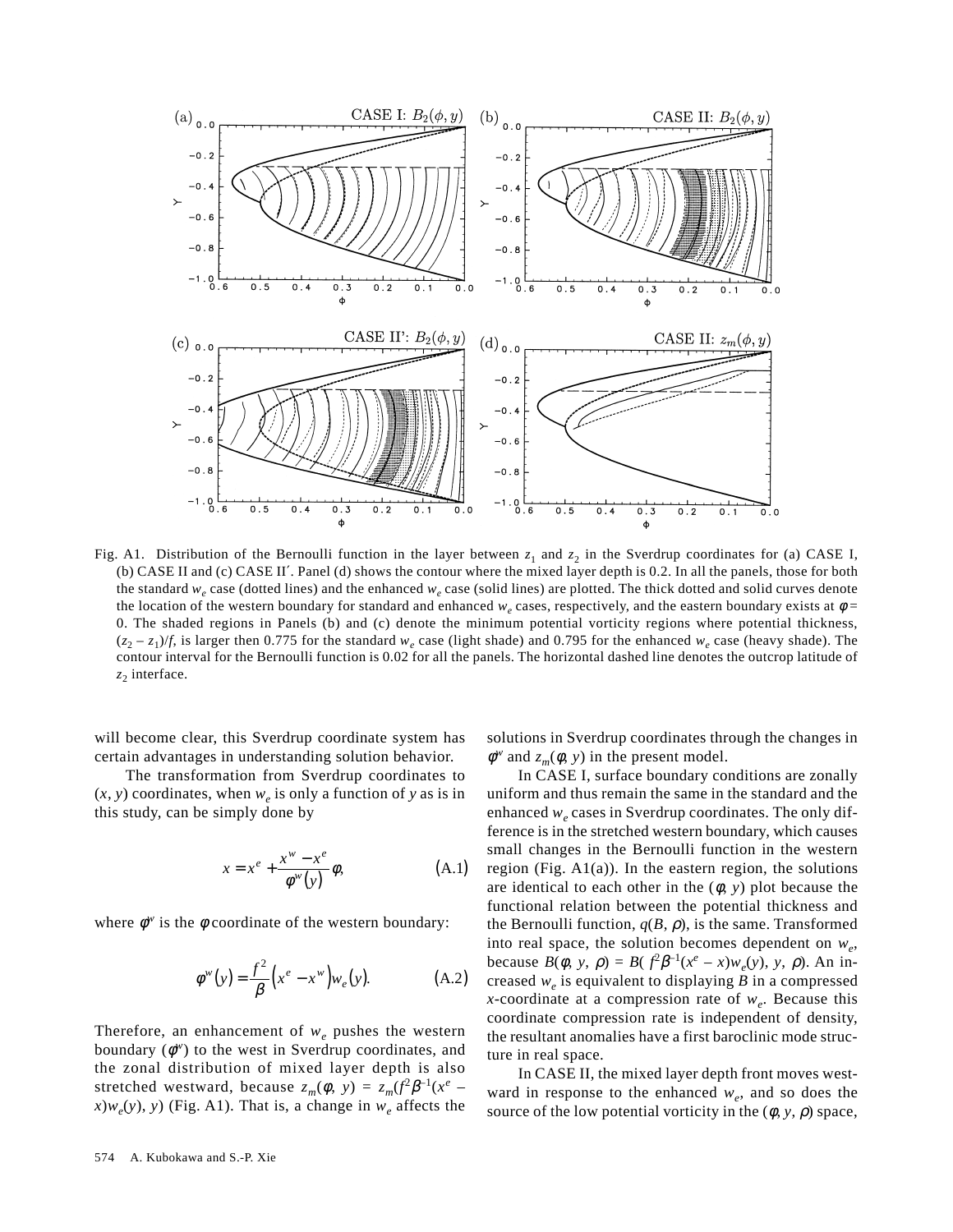Fig. A1. Distribution of the Bernoulli function in the layer between $z_1$ and $z_2$ in the Sverdrup coordinates for (a) CASE I, (b) CASE II and (c) CASE II′. Panel (d) shows the contour where the mixed layer depth is 0.2. In all the panels, those for both the standard $w_e$ case (dotted lines) and the enhanced $w_e$ case (solid lines) are plotted. The thick dotted and solid curves denote the location of the western boundary for standard and enhanced $w_e$ cases, respectively, and the eastern boundary exists at $\phi$ = 0. The shaded regions in Panels (b) and (c) denote the minimum potential vorticity regions where potential thickness, $(z_2 - z_1)/f$, is larger then 0.775 for the standard $w_e$ case (light shade) and 0.795 for the enhanced $w_e$ case (heavy shade). The contour interval for the Bernoulli function is 0.02 for all the panels. The horizontal dashed line denotes the outcrop latitude of $z_2$ interface.

will become clear, this Sverdrup coordinate system has certain advantages in understanding solution behavior.

The transformation from Sverdrup coordinates to $(x, y)$ coordinates, when $w_e$ is only a function of $y$ as is in this study, can be simply done by

$$x = x^e + \frac{x^w - x^e}{\phi^w(y)}\phi, \tag{A.1}$$

where $\phi^w$ is the $\phi$ coordinate of the western boundary:

$$\phi^w(y) = \frac{f^2}{\beta}\left(x^e - x^w\right)w_e(y). \tag{A.2}$$

Therefore, an enhancement of $w_e$ pushes the western boundary ($\phi^w$) to the west in Sverdrup coordinates, and the zonal distribution of mixed layer depth is also stretched westward, because $z_m(\phi, y) = z_m(f^2\beta^{-1}(x^e - x)w_e(y), y)$ (Fig. A1). That is, a change in $w_e$ affects the solutions in Sverdrup coordinates through the changes in $\phi^w$ and $z_m(\phi, y)$ in the present model.

In CASE I, surface boundary conditions are zonally uniform and thus remain the same in the standard and the enhanced $w_e$ cases in Sverdrup coordinates. The only difference is in the stretched western boundary, which causes small changes in the Bernoulli function in the western region (Fig. A1(a)). In the eastern region, the solutions are identical to each other in the $(\phi, y)$ plot because the functional relation between the potential thickness and the Bernoulli function, $q(B, \rho)$, is the same. Transformed into real space, the solution becomes dependent on $w_e$, because $B(\phi, y, \rho) = B(f^2\beta^{-1}(x^e - x)w_e(y), y, \rho)$. An increased $w_e$ is equivalent to displaying $B$ in a compressed $x$-coordinate at a compression rate of $w_e$. Because this coordinate compression rate is independent of density, the resultant anomalies have a first baroclinic mode structure in real space.

In CASE II, the mixed layer depth front moves westward in response to the enhanced $w_e$, and so does the source of the low potential vorticity in the $(\phi, y, \rho)$ space,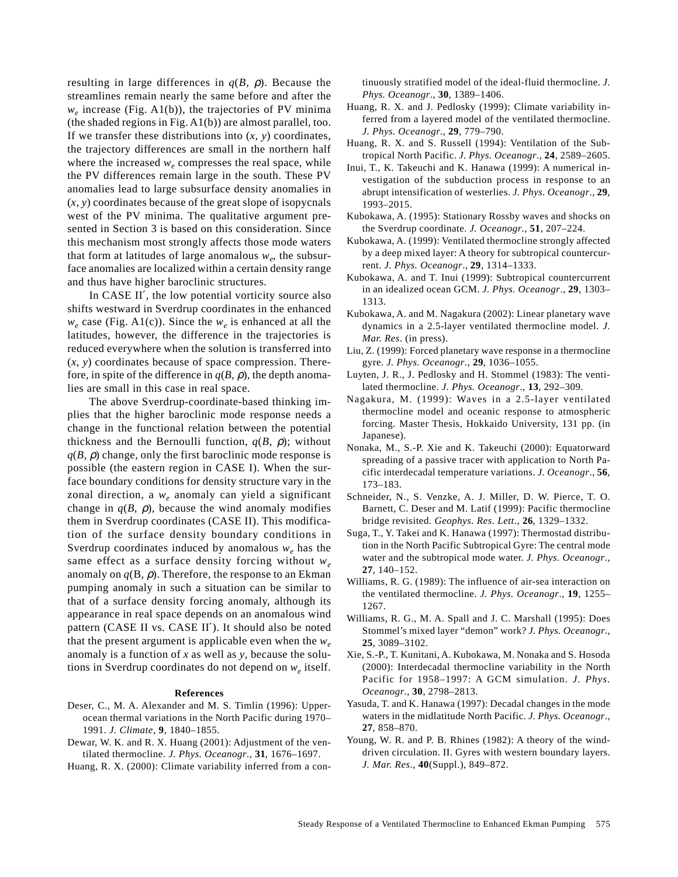resulting in large differences in $q(B, \rho)$. Because the streamlines remain nearly the same before and after the $w_e$ increase (Fig. A1(b)), the trajectories of PV minima (the shaded regions in Fig. A1(b)) are almost parallel, too. If we transfer these distributions into $(x, y)$ coordinates, the trajectory differences are small in the northern half where the increased $w_e$ compresses the real space, while the PV differences remain large in the south. These PV anomalies lead to large subsurface density anomalies in $(x, y)$ coordinates because of the great slope of isopycnals west of the PV minima. The qualitative argument presented in Section 3 is based on this consideration. Since this mechanism most strongly affects those mode waters that form at latitudes of large anomalous $w_e$, the subsurface anomalies are localized within a certain density range and thus have higher baroclinic structures.

In CASE II′, the low potential vorticity source also shifts westward in Sverdrup coordinates in the enhanced $w_e$ case (Fig. A1(c)). Since the $w_e$ is enhanced at all the latitudes, however, the difference in the trajectories is reduced everywhere when the solution is transferred into $(x, y)$ coordinates because of space compression. Therefore, in spite of the difference in $q(B, \rho)$, the depth anomalies are small in this case in real space.

The above Sverdrup-coordinate-based thinking implies that the higher baroclinic mode response needs a change in the functional relation between the potential thickness and the Bernoulli function, $q(B, \rho)$; without $q(B, \rho)$ change, only the first baroclinic mode response is possible (the eastern region in CASE I). When the surface boundary conditions for density structure vary in the zonal direction, a $w_e$ anomaly can yield a significant change in $q(B, \rho)$, because the wind anomaly modifies them in Sverdrup coordinates (CASE II). This modification of the surface density boundary conditions in Sverdrup coordinates induced by anomalous $w_e$ has the same effect as a surface density forcing without $w_e$ anomaly on $q(B, \rho)$. Therefore, the response to an Ekman pumping anomaly in such a situation can be similar to that of a surface density forcing anomaly, although its appearance in real space depends on an anomalous wind pattern (CASE II vs. CASE II′). It should also be noted that the present argument is applicable even when the $w_e$ anomaly is a function of $x$ as well as $y$, because the solutions in Sverdrup coordinates do not depend on $w_e$ itself.

## References

Deser, C., M. A. Alexander and M. S. Timlin (1996): Upper-ocean thermal variations in the North Pacific during 1970–1991. *J. Climate*, **9**, 1840–1855.

Dewar, W. K. and R. X. Huang (2001): Adjustment of the ventilated thermocline. *J. Phys. Oceanogr.*, **31**, 1676–1697.

Huang, R. X. (2000): Climate variability inferred from a continuously stratified model of the ideal-fluid thermocline. *J. Phys. Oceanogr.*, **30**, 1389–1406.

Huang, R. X. and J. Pedlosky (1999): Climate variability inferred from a layered model of the ventilated thermocline. *J. Phys. Oceanogr.*, **29**, 779–790.

Huang, R. X. and S. Russell (1994): Ventilation of the Subtropical North Pacific. *J. Phys. Oceanogr.*, **24**, 2589–2605.

Inui, T., K. Takeuchi and K. Hanawa (1999): A numerical investigation of the subduction process in response to an abrupt intensification of westerlies. *J. Phys. Oceanogr.*, **29**, 1993–2015.

Kubokawa, A. (1995): Stationary Rossby waves and shocks on the Sverdrup coordinate. *J. Oceanogr.*, **51**, 207–224.

Kubokawa, A. (1999): Ventilated thermocline strongly affected by a deep mixed layer: A theory for subtropical countercurrent. *J. Phys. Oceanogr.*, **29**, 1314–1333.

Kubokawa, A. and T. Inui (1999): Subtropical countercurrent in an idealized ocean GCM. *J. Phys. Oceanogr.*, **29**, 1303–1313.

Kubokawa, A. and M. Nagakura (2002): Linear planetary wave dynamics in a 2.5-layer ventilated thermocline model. *J. Mar. Res.* (in press).

Liu, Z. (1999): Forced planetary wave response in a thermocline gyre. *J. Phys. Oceanogr.*, **29**, 1036–1055.

Luyten, J. R., J. Pedlosky and H. Stommel (1983): The ventilated thermocline. *J. Phys. Oceanogr.*, **13**, 292–309.

Nagakura, M. (1999): Waves in a 2.5-layer ventilated thermocline model and oceanic response to atmospheric forcing. Master Thesis, Hokkaido University, 131 pp. (in Japanese).

Nonaka, M., S.-P. Xie and K. Takeuchi (2000): Equatorward spreading of a passive tracer with application to North Pacific interdecadal temperature variations. *J. Oceanogr.*, **56**, 173–183.

Schneider, N., S. Venzke, A. J. Miller, D. W. Pierce, T. O. Barnett, C. Deser and M. Latif (1999): Pacific thermocline bridge revisited. *Geophys. Res. Lett.*, **26**, 1329–1332.

Suga, T., Y. Takei and K. Hanawa (1997): Thermostad distribution in the North Pacific Subtropical Gyre: The central mode water and the subtropical mode water. *J. Phys. Oceanogr.*, **27**, 140–152.

Williams, R. G. (1989): The influence of air-sea interaction on the ventilated thermocline. *J. Phys. Oceanogr.*, **19**, 1255–1267.

Williams, R. G., M. A. Spall and J. C. Marshall (1995): Does Stommel's mixed layer "demon" work? *J. Phys. Oceanogr.*, **25**, 3089–3102.

Xie, S.-P., T. Kunitani, A. Kubokawa, M. Nonaka and S. Hosoda (2000): Interdecadal thermocline variability in the North Pacific for 1958–1997: A GCM simulation. *J. Phys. Oceanogr.*, **30**, 2798–2813.

Yasuda, T. and K. Hanawa (1997): Decadal changes in the mode waters in the midlatitude North Pacific. *J. Phys. Oceanogr.*, **27**, 858–870.

Young, W. R. and P. B. Rhines (1982): A theory of the wind-driven circulation. II. Gyres with western boundary layers. *J. Mar. Res.*, **40**(Suppl.), 849–872.